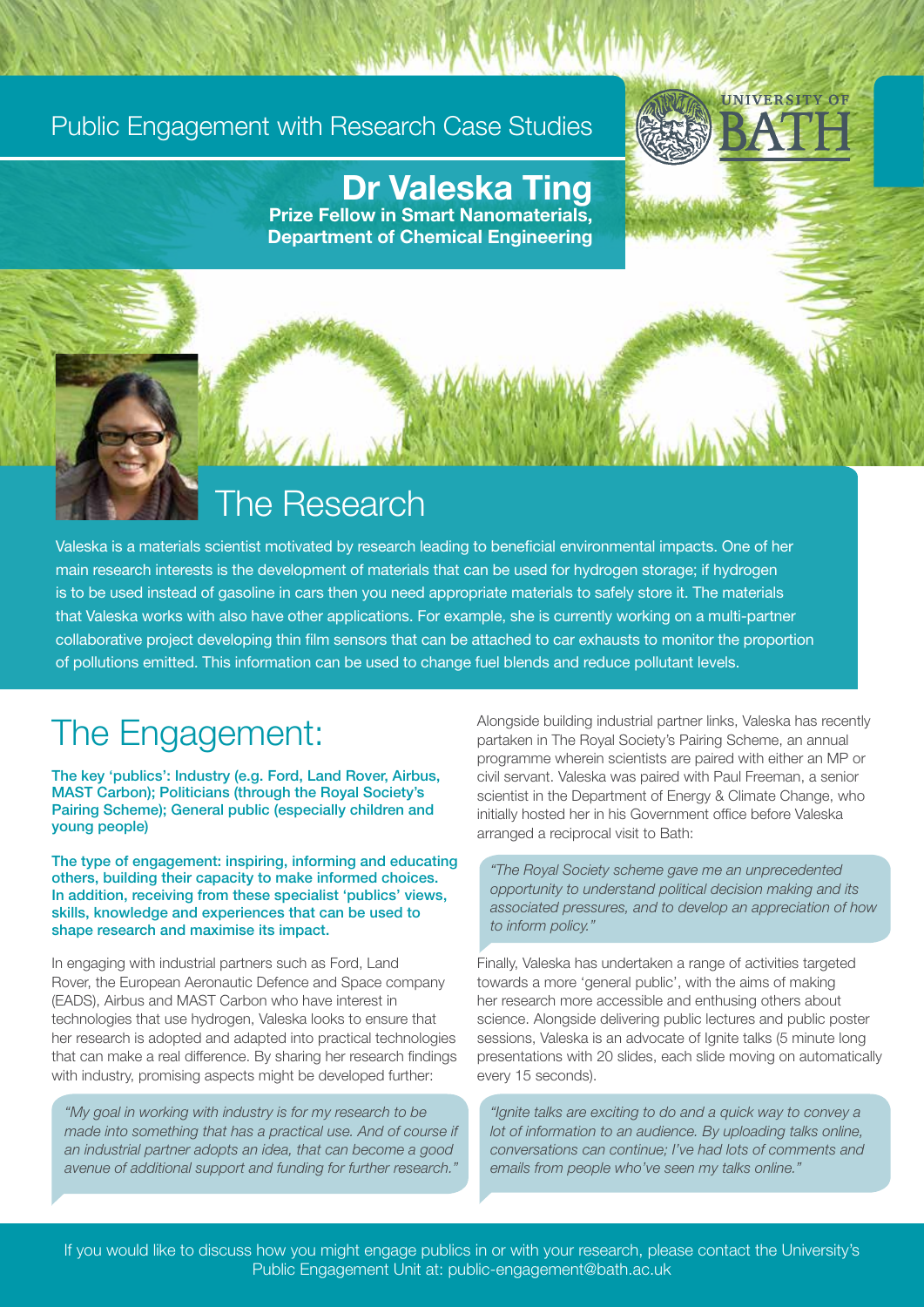Public Engagement with Research Case Studies

UNIVERSITY OF BATH

# Dr Valeska Ting

**Prize Fellow in Smart Nanomaterials, Department of Chemical Engineering**

## The Research

Valeska is a materials scientist motivated by research leading to beneficial environmental impacts. One of her main research interests is the development of materials that can be used for hydrogen storage; if hydrogen is to be used instead of gasoline in cars then you need appropriate materials to safely store it. The materials that Valeska works with also have other applications. For example, she is currently working on a multi-partner collaborative project developing thin film sensors that can be attached to car exhausts to monitor the proportion of pollutions emitted. This information can be used to change fuel blends and reduce pollutant levels.

## The Engagement:

**The key 'publics': Industry (e.g. Ford, Land Rover, Airbus, MAST Carbon); Politicians (through the Royal Society's Pairing Scheme); General public (especially children and young people)**

**The type of engagement: inspiring, informing and educating others, building their capacity to make informed choices. In addition, receiving from these specialist 'publics' views, skills, knowledge and experiences that can be used to shape research and maximise its impact.**

In engaging with industrial partners such as Ford, Land Rover, the European Aeronautic Defence and Space company (EADS), Airbus and MAST Carbon who have interest in technologies that use hydrogen, Valeska looks to ensure that her research is adopted and adapted into practical technologies that can make a real difference. By sharing her research findings with industry, promising aspects might be developed further:

*"My goal in working with industry is for my research to be made into something that has a practical use. And of course if an industrial partner adopts an idea, that can become a good avenue of additional support and funding for further research."*

Alongside building industrial partner links, Valeska has recently partaken in The Royal Society's Pairing Scheme, an annual programme wherein scientists are paired with either an MP or civil servant. Valeska was paired with Paul Freeman, a senior scientist in the Department of Energy & Climate Change, who initially hosted her in his Government office before Valeska arranged a reciprocal visit to Bath:

*"The Royal Society scheme gave me an unprecedented opportunity to understand political decision making and its associated pressures, and to develop an appreciation of how to inform policy."*

Finally, Valeska has undertaken a range of activities targeted towards a more 'general public', with the aims of making her research more accessible and enthusing others about science. Alongside delivering public lectures and public poster sessions, Valeska is an advocate of Ignite talks (5 minute long presentations with 20 slides, each slide moving on automatically every 15 seconds).

*"Ignite talks are exciting to do and a quick way to convey a lot of information to an audience. By uploading talks online, conversations can continue; I've had lots of comments and emails from people who've seen my talks online."*

If you would like to discuss how you might engage publics in or with your research, please contact the University's Public Engagement Unit at: public-engagement@bath.ac.uk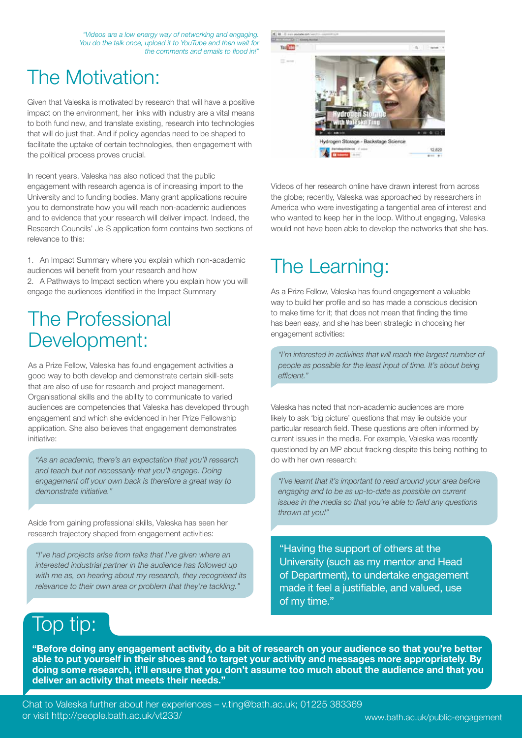*"Videos are a low energy way of networking and engaging. You do the talk once, upload it to YouTube and then wait for the comments and emails to flood in!"*

# The Motivation:

Given that Valeska is motivated by research that will have a positive impact on the environment, her links with industry are a vital means to both fund new, and translate existing, research into technologies that will do just that. And if policy agendas need to be shaped to facilitate the uptake of certain technologies, then engagement with the political process proves crucial.

In recent years, Valeska has also noticed that the public engagement with research agenda is of increasing import to the University and to funding bodies. Many grant applications require you to demonstrate how you will reach non-academic audiences and to evidence that your research will deliver impact. Indeed, the Research Councils' Je-S application form contains two sections of relevance to this:

1. An Impact Summary where you explain which non-academic audiences will benefit from your research and how
2. A Pathways to Impact section where you explain how you will engage the audiences identified in the Impact Summary

# The Professional Development:

As a Prize Fellow, Valeska has found engagement activities a good way to both develop and demonstrate certain skill-sets that are also of use for research and project management. Organisational skills and the ability to communicate to varied audiences are competencies that Valeska has developed through engagement and which she evidenced in her Prize Fellowship application. She also believes that engagement demonstrates initiative:

> *"As an academic, there's an expectation that you'll research and teach but not necessarily that you'll engage. Doing engagement off your own back is therefore a great way to demonstrate initiative."*

Aside from gaining professional skills, Valeska has seen her research trajectory shaped from engagement activities:

> *"I've had projects arise from talks that I've given where an interested industrial partner in the audience has followed up with me as, on hearing about my research, they recognised its relevance to their own area or problem that they're tackling."*

Videos of her research online have drawn interest from across the globe; recently, Valeska was approached by researchers in America who were investigating a tangential area of interest and who wanted to keep her in the loop. Without engaging, Valeska would not have been able to develop the networks that she has.

# The Learning:

As a Prize Fellow, Valeska has found engagement a valuable way to build her profile and so has made a conscious decision to make time for it; that does not mean that finding the time has been easy, and she has been strategic in choosing her engagement activities:

> *"I'm interested in activities that will reach the largest number of people as possible for the least input of time. It's about being efficient."*

Valeska has noted that non-academic audiences are more likely to ask 'big picture' questions that may lie outside your particular research field. These questions are often informed by current issues in the media. For example, Valeska was recently questioned by an MP about fracking despite this being nothing to do with her own research:

> *"I've learnt that it's important to read around your area before engaging and to be as up-to-date as possible on current issues in the media so that you're able to field any questions thrown at you!"*

> "Having the support of others at the University (such as my mentor and Head of Department), to undertake engagement made it feel a justifiable, and valued, use of my time."

# Top tip:

**"Before doing any engagement activity, do a bit of research on your audience so that you're better able to put yourself in their shoes and to target your activity and messages more appropriately. By doing some research, it'll ensure that you don't assume too much about the audience and that you deliver an activity that meets their needs."**

Chat to Valeska further about her experiences – v.ting@bath.ac.uk; 01225 383369
or visit http://people.bath.ac.uk/vt233/

www.bath.ac.uk/public-engagement